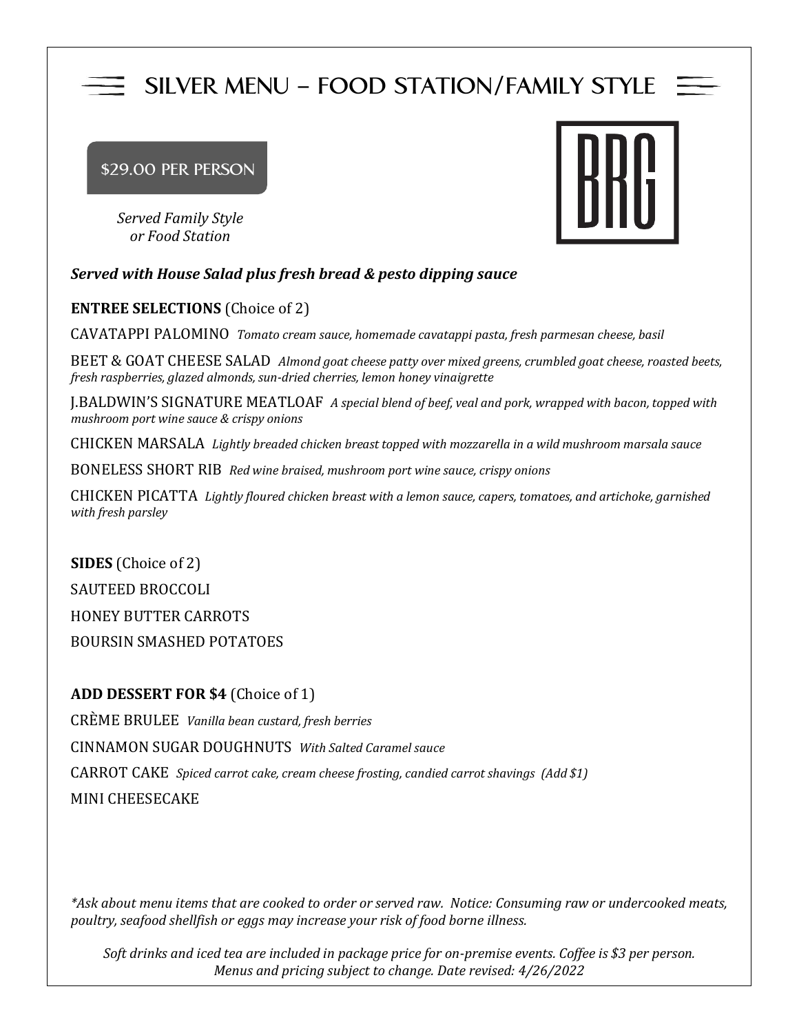# SILVER MENU – FOOD STATION/FAMILY STYLE

BRG

**$29.00 PER PERSON**

*Served Family Style or Food Station*

***Served with House Salad plus fresh bread & pesto dipping sauce***

**ENTREE SELECTIONS** (Choice of 2)

CAVATAPPI PALOMINO *Tomato cream sauce, homemade cavatappi pasta, fresh parmesan cheese, basil*

BEET & GOAT CHEESE SALAD *Almond goat cheese patty over mixed greens, crumbled goat cheese, roasted beets, fresh raspberries, glazed almonds, sun-dried cherries, lemon honey vinaigrette*

J.BALDWIN'S SIGNATURE MEATLOAF *A special blend of beef, veal and pork, wrapped with bacon, topped with mushroom port wine sauce & crispy onions*

CHICKEN MARSALA *Lightly breaded chicken breast topped with mozzarella in a wild mushroom marsala sauce*

BONELESS SHORT RIB *Red wine braised, mushroom port wine sauce, crispy onions*

CHICKEN PICATTA *Lightly floured chicken breast with a lemon sauce, capers, tomatoes, and artichoke, garnished with fresh parsley*

**SIDES** (Choice of 2)

SAUTEED BROCCOLI

HONEY BUTTER CARROTS

BOURSIN SMASHED POTATOES

**ADD DESSERT FOR $4** (Choice of 1)

CRÈME BRULEE *Vanilla bean custard, fresh berries*

CINNAMON SUGAR DOUGHNUTS *With Salted Caramel sauce*

CARROT CAKE *Spiced carrot cake, cream cheese frosting, candied carrot shavings (Add $1)*

MINI CHEESECAKE

*\*Ask about menu items that are cooked to order or served raw. Notice: Consuming raw or undercooked meats, poultry, seafood shellfish or eggs may increase your risk of food borne illness.*

*Soft drinks and iced tea are included in package price for on-premise events. Coffee is $3 per person. Menus and pricing subject to change. Date revised: 4/26/2022*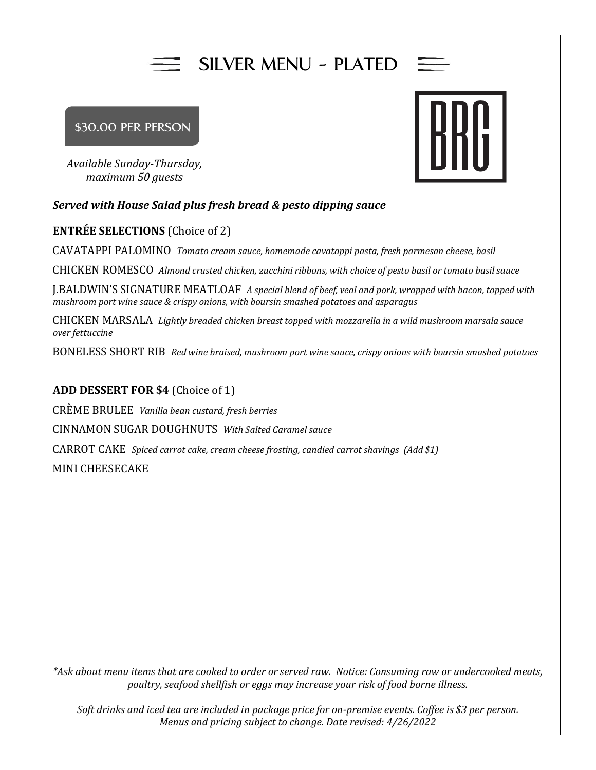# SILVER MENU - PLATED

**$30.00 PER PERSON**

*Available Sunday-Thursday, maximum 50 guests*

BRG

***Served with House Salad plus fresh bread & pesto dipping sauce***

**ENTRÉE SELECTIONS** (Choice of 2)

CAVATAPPI PALOMINO *Tomato cream sauce, homemade cavatappi pasta, fresh parmesan cheese, basil*

CHICKEN ROMESCO *Almond crusted chicken, zucchini ribbons, with choice of pesto basil or tomato basil sauce*

J.BALDWIN'S SIGNATURE MEATLOAF *A special blend of beef, veal and pork, wrapped with bacon, topped with mushroom port wine sauce & crispy onions, with boursin smashed potatoes and asparagus*

CHICKEN MARSALA *Lightly breaded chicken breast topped with mozzarella in a wild mushroom marsala sauce over fettuccine*

BONELESS SHORT RIB *Red wine braised, mushroom port wine sauce, crispy onions with boursin smashed potatoes*

**ADD DESSERT FOR $4** (Choice of 1)

CRÈME BRULEE *Vanilla bean custard, fresh berries*

CINNAMON SUGAR DOUGHNUTS *With Salted Caramel sauce*

CARROT CAKE *Spiced carrot cake, cream cheese frosting, candied carrot shavings (Add $1)*

MINI CHEESECAKE

*\*Ask about menu items that are cooked to order or served raw. Notice: Consuming raw or undercooked meats, poultry, seafood shellfish or eggs may increase your risk of food borne illness.*

*Soft drinks and iced tea are included in package price for on-premise events. Coffee is $3 per person. Menus and pricing subject to change. Date revised: 4/26/2022*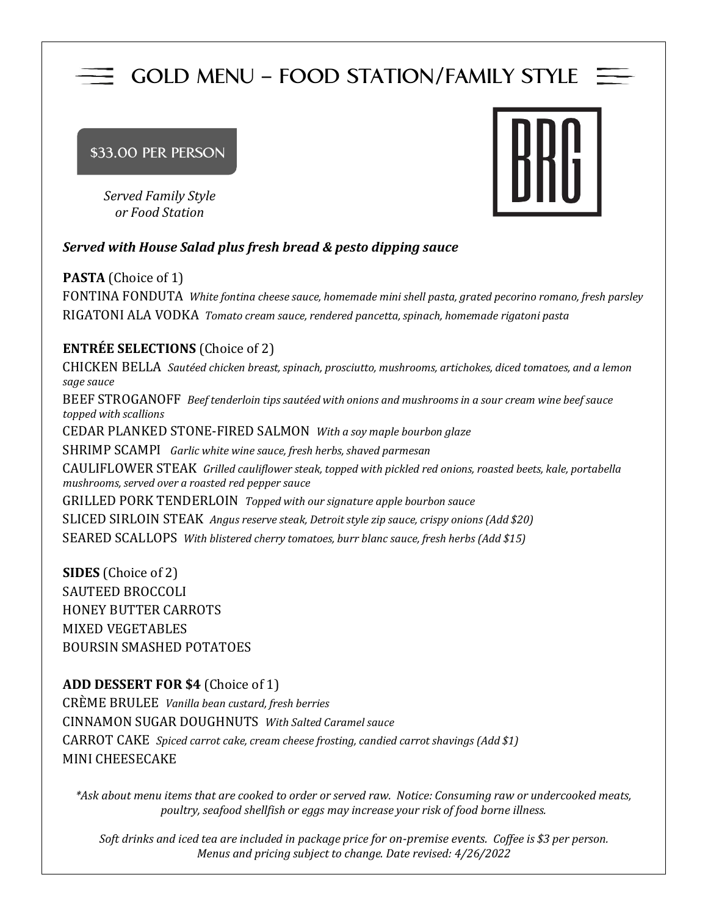# GOLD MENU – FOOD STATION/FAMILY STYLE

BRG

**$33.00 PER PERSON**

*Served Family Style or Food Station*

***Served with House Salad plus fresh bread & pesto dipping sauce***

**PASTA** (Choice of 1)

FONTINA FONDUTA *White fontina cheese sauce, homemade mini shell pasta, grated pecorino romano, fresh parsley*

RIGATONI ALA VODKA *Tomato cream sauce, rendered pancetta, spinach, homemade rigatoni pasta*

**ENTRÉE SELECTIONS** (Choice of 2)

CHICKEN BELLA *Sautéed chicken breast, spinach, prosciutto, mushrooms, artichokes, diced tomatoes, and a lemon sage sauce*

BEEF STROGANOFF *Beef tenderloin tips sautéed with onions and mushrooms in a sour cream wine beef sauce topped with scallions*

CEDAR PLANKED STONE-FIRED SALMON *With a soy maple bourbon glaze*

SHRIMP SCAMPI *Garlic white wine sauce, fresh herbs, shaved parmesan*

CAULIFLOWER STEAK *Grilled cauliflower steak, topped with pickled red onions, roasted beets, kale, portabella mushrooms, served over a roasted red pepper sauce*

GRILLED PORK TENDERLOIN *Topped with our signature apple bourbon sauce*

SLICED SIRLOIN STEAK *Angus reserve steak, Detroit style zip sauce, crispy onions (Add $20)*

SEARED SCALLOPS *With blistered cherry tomatoes, burr blanc sauce, fresh herbs (Add $15)*

**SIDES** (Choice of 2)

SAUTEED BROCCOLI
HONEY BUTTER CARROTS
MIXED VEGETABLES
BOURSIN SMASHED POTATOES

**ADD DESSERT FOR $4** (Choice of 1)

CRÈME BRULEE *Vanilla bean custard, fresh berries*

CINNAMON SUGAR DOUGHNUTS *With Salted Caramel sauce*

CARROT CAKE *Spiced carrot cake, cream cheese frosting, candied carrot shavings (Add $1)*

MINI CHEESECAKE

*\*Ask about menu items that are cooked to order or served raw. Notice: Consuming raw or undercooked meats, poultry, seafood shellfish or eggs may increase your risk of food borne illness.*

*Soft drinks and iced tea are included in package price for on-premise events. Coffee is $3 per person. Menus and pricing subject to change. Date revised: 4/26/2022*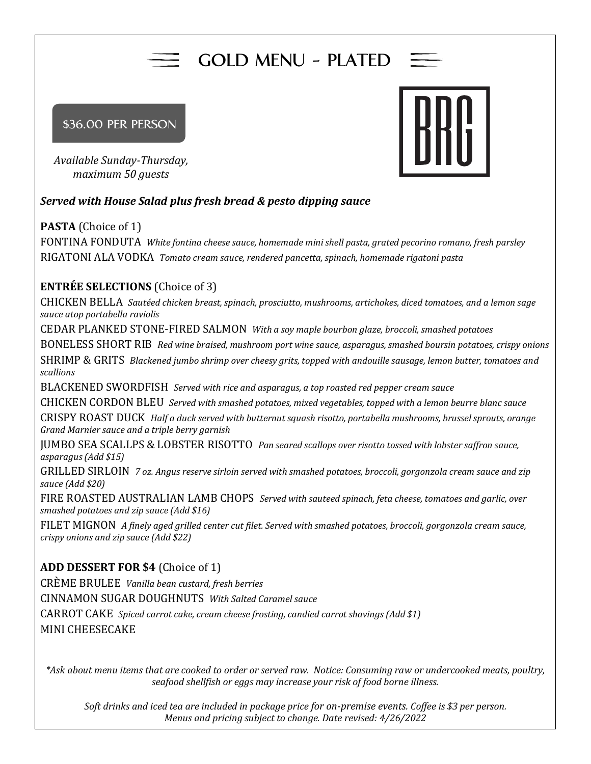# GOLD MENU - PLATED

$36.00 PER PERSON

*Available Sunday-Thursday, maximum 50 guests*

BRG

***Served with House Salad plus fresh bread & pesto dipping sauce***

**PASTA** (Choice of 1)

FONTINA FONDUTA *White fontina cheese sauce, homemade mini shell pasta, grated pecorino romano, fresh parsley*

RIGATONI ALA VODKA *Tomato cream sauce, rendered pancetta, spinach, homemade rigatoni pasta*

**ENTRÉE SELECTIONS** (Choice of 3)

CHICKEN BELLA *Sautéed chicken breast, spinach, prosciutto, mushrooms, artichokes, diced tomatoes, and a lemon sage sauce atop portabella raviolis*

CEDAR PLANKED STONE-FIRED SALMON *With a soy maple bourbon glaze, broccoli, smashed potatoes*

BONELESS SHORT RIB *Red wine braised, mushroom port wine sauce, asparagus, smashed boursin potatoes, crispy onions*

SHRIMP & GRITS *Blackened jumbo shrimp over cheesy grits, topped with andouille sausage, lemon butter, tomatoes and scallions*

BLACKENED SWORDFISH *Served with rice and asparagus, a top roasted red pepper cream sauce*

CHICKEN CORDON BLEU *Served with smashed potatoes, mixed vegetables, topped with a lemon beurre blanc sauce*

CRISPY ROAST DUCK *Half a duck served with butternut squash risotto, portabella mushrooms, brussel sprouts, orange Grand Marnier sauce and a triple berry garnish*

JUMBO SEA SCALLPS & LOBSTER RISOTTO *Pan seared scallops over risotto tossed with lobster saffron sauce, asparagus (Add $15)*

GRILLED SIRLOIN *7 oz. Angus reserve sirloin served with smashed potatoes, broccoli, gorgonzola cream sauce and zip sauce (Add $20)*

FIRE ROASTED AUSTRALIAN LAMB CHOPS *Served with sauteed spinach, feta cheese, tomatoes and garlic, over smashed potatoes and zip sauce (Add $16)*

FILET MIGNON *A finely aged grilled center cut filet. Served with smashed potatoes, broccoli, gorgonzola cream sauce, crispy onions and zip sauce (Add $22)*

**ADD DESSERT FOR $4** (Choice of 1)

CRÈME BRULEE *Vanilla bean custard, fresh berries*

CINNAMON SUGAR DOUGHNUTS *With Salted Caramel sauce*

CARROT CAKE *Spiced carrot cake, cream cheese frosting, candied carrot shavings (Add $1)*

MINI CHEESECAKE

*\*Ask about menu items that are cooked to order or served raw. Notice: Consuming raw or undercooked meats, poultry, seafood shellfish or eggs may increase your risk of food borne illness.*

*Soft drinks and iced tea are included in package price for on-premise events. Coffee is $3 per person. Menus and pricing subject to change. Date revised: 4/26/2022*